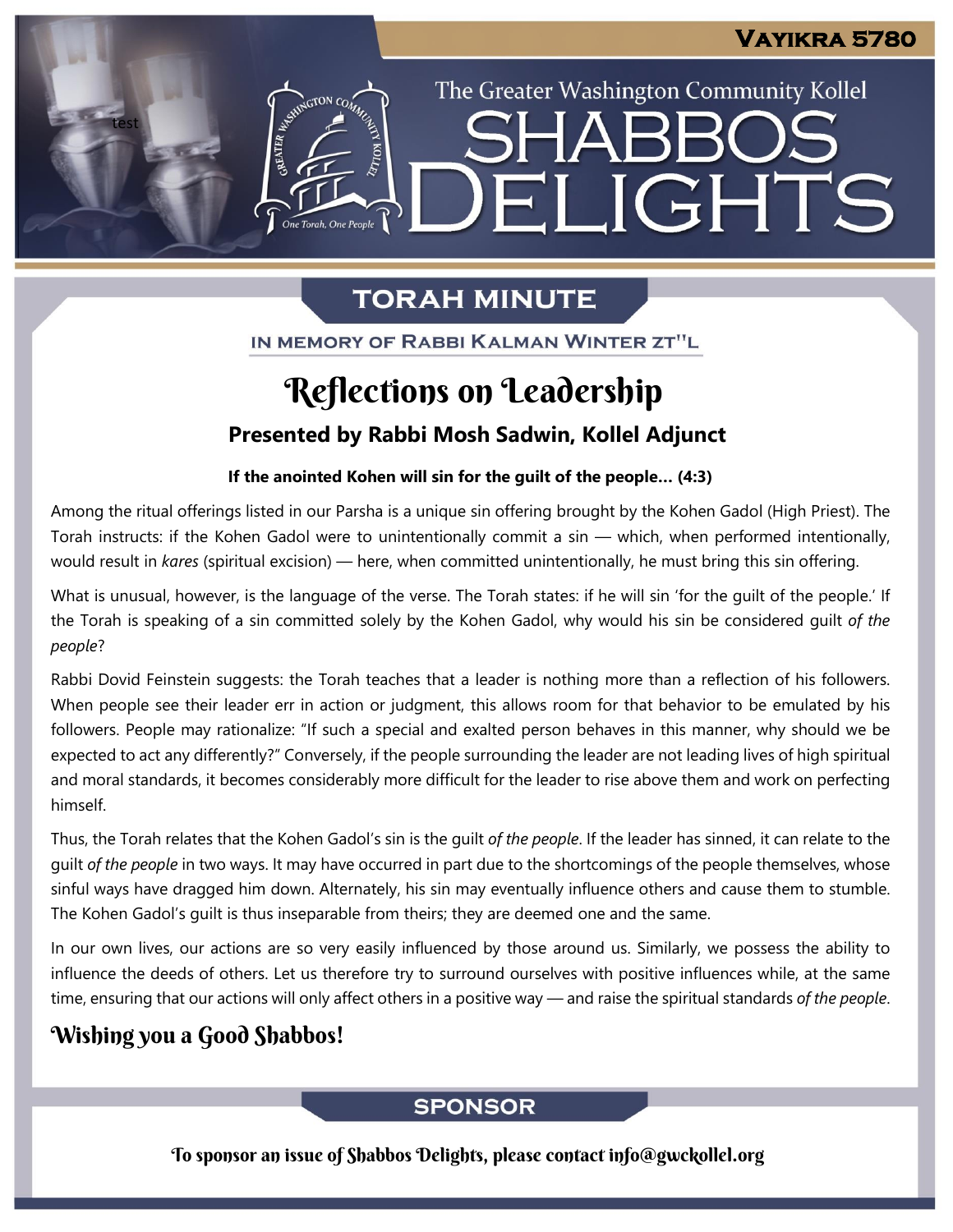# Vayikra 5780

The Greater Washington Community Kollel

# Shabbos Delights

## Torah Minute

In Memory of Rabbi Kalman Winter zt"l

# Reflections on Leadership

### Presented by Rabbi Mosh Sadwin, Kollel Adjunct

**If the anointed Kohen will sin for the guilt of the people… (4:3)**

Among the ritual offerings listed in our Parsha is a unique sin offering brought by the Kohen Gadol (High Priest). The Torah instructs: if the Kohen Gadol were to unintentionally commit a sin — which, when performed intentionally, would result in *kares* (spiritual excision) — here, when committed unintentionally, he must bring this sin offering.

What is unusual, however, is the language of the verse. The Torah states: if he will sin 'for the guilt of the people.' If the Torah is speaking of a sin committed solely by the Kohen Gadol, why would his sin be considered guilt *of the people*?

Rabbi Dovid Feinstein suggests: the Torah teaches that a leader is nothing more than a reflection of his followers. When people see their leader err in action or judgment, this allows room for that behavior to be emulated by his followers. People may rationalize: "If such a special and exalted person behaves in this manner, why should we be expected to act any differently?" Conversely, if the people surrounding the leader are not leading lives of high spiritual and moral standards, it becomes considerably more difficult for the leader to rise above them and work on perfecting himself.

Thus, the Torah relates that the Kohen Gadol's sin is the guilt *of the people*. If the leader has sinned, it can relate to the guilt *of the people* in two ways. It may have occurred in part due to the shortcomings of the people themselves, whose sinful ways have dragged him down. Alternately, his sin may eventually influence others and cause them to stumble. The Kohen Gadol's guilt is thus inseparable from theirs; they are deemed one and the same.

In our own lives, our actions are so very easily influenced by those around us. Similarly, we possess the ability to influence the deeds of others. Let us therefore try to surround ourselves with positive influences while, at the same time, ensuring that our actions will only affect others in a positive way — and raise the spiritual standards *of the people*.

### Wishing you a Good Shabbos!

## Sponsor

To sponsor an issue of Shabbos Delights, please contact info@gwckollel.org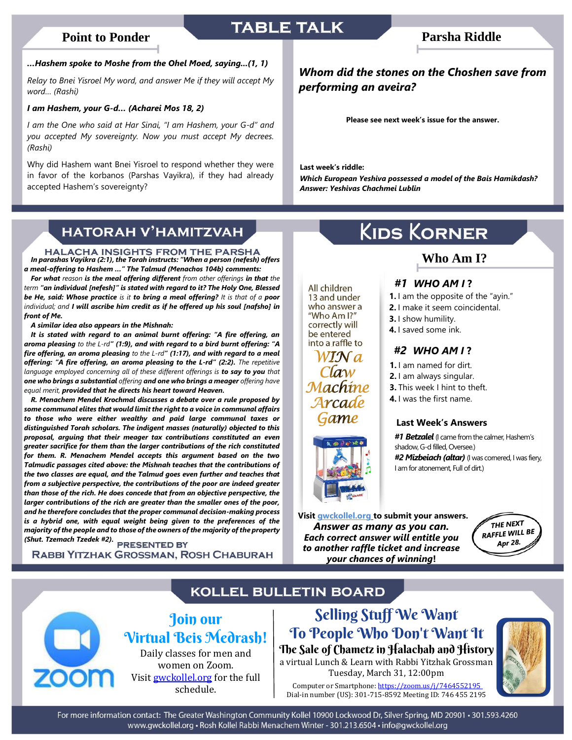# TABLE TALK

## Point to Ponder

***...Hashem spoke to Moshe from the Ohel Moed, saying...(1, 1)***

*Relay to Bnei Yisroel My word, and answer Me if they will accept My word... (Rashi)*

***I am Hashem, your G-d... (Acharei Mos 18, 2)***

*I am the One who said at Har Sinai, "I am Hashem, your G-d" and you accepted My sovereignty. Now you must accept My decrees. (Rashi)*

Why did Hashem want Bnei Yisroel to respond whether they were in favor of the korbanos (Parshas Vayikra), if they had already accepted Hashem's sovereignty?

## Parsha Riddle

***Whom did the stones on the Choshen save from performing an aveira?***

**Please see next week's issue for the answer.**

**Last week's riddle:**

***Which European Yeshiva possessed a model of the Bais Hamikdash?***
***Answer: Yeshivas Chachmei Lublin***

# HATORAH V'HAMITZVAH

## HALACHA INSIGHTS FROM THE PARSHA

***In parashas Vayikra (2:1), the Torah instructs: "When a person (nefesh) offers a meal-offering to Hashem ..." The Talmud (Menachos 104b) comments:***

***For what** reason **is the meal offering different** from other offerings **in that** the term **"an individual [nefesh]" is stated with regard to it? The Holy One, Blessed be He, said: Whose practice** is it **to bring a meal offering?** It is that of a **poor** individual; and **I will ascribe him credit as if he offered up his soul [nafsho] in front of Me.***

***A similar idea also appears in the Mishnah:***

***It is stated with regard to an animal burnt offering: "A fire offering, an aroma pleasing** to the L-rd**" (1:9), and with regard to a bird burnt offering: "A fire offering, an aroma pleasing** to the L-rd**" (1:17), and with regard to a meal offering: "A fire offering, an aroma pleasing to the L-rd" (2:2).** The repetitive language employed concerning all of these different offerings is **to say to you** that **one who brings a substantial** offering **and one who brings a meager** offering have equal merit, **provided that he directs his heart toward Heaven.***

***R. Menachem Mendel Krochmal discusses a debate over a rule proposed by some communal elites that would limit the right to a voice in communal affairs to those who were either wealthy and paid large communal taxes or distinguished Torah scholars. The indigent masses (naturally) objected to this proposal, arguing that their meager tax contributions constituted an even greater sacrifice for them than the larger contributions of the rich constituted for them. R. Menachem Mendel accepts this argument based on the two Talmudic passages cited above: the Mishnah teaches that the contributions of the two classes are equal, and the Talmud goes even further and teaches that from a subjective perspective, the contributions of the poor are indeed greater than those of the rich. He does concede that from an objective perspective, the larger contributions of the rich are greater than the smaller ones of the poor, and he therefore concludes that the proper communal decision-making process is a hybrid one, with equal weight being given to the preferences of the majority of the people and to those of the owners of the majority of the property (Shut. Tzemach Tzedek #2).***

PRESENTED BY
RABBI YITZHAK GROSSMAN, ROSH CHABURAH

# KIDS KORNER

## Who Am I?

All children 13 and under who answer a "Who Am I?" correctly will be entered into a raffle to

**WIN a Claw Machine Arcade Game**

### #1 WHO AM I ?

1. I am the opposite of the "ayin."
2. I make it seem coincidental.
3. I show humility.
4. I saved some ink.

### #2 WHO AM I ?

1. I am named for dirt.
2. I am always singular.
3. This week I hint to theft.
4. I was the first name.

### Last Week's Answers

***#1 Betzalel*** (I came from the calmer, Hashem's shadow, G-d filled, Oversee.)

***#2 Mizbeiach (altar)*** (I was cornered, I was fiery, I am for atonement, Full of dirt.)

**Visit gwckollel.org to submit your answers.**
***Answer as many as you can. Each correct answer will entitle you to another raffle ticket and increase your chances of winning!***

***THE NEXT RAFFLE WILL BE Apr 28.***

# KOLLEL BULLETIN BOARD

## Join our Virtual Beis Medrash!

Daily classes for men and women on Zoom.
Visit gwckollel.org for the full schedule.

## Selling Stuff We Want To People Who Don't Want It

### The Sale of Chametz in Halachah and History

a virtual Lunch & Learn with Rabbi Yitzhak Grossman
Tuesday, March 31, 12:00pm

Computer or Smartphone: https://zoom.us/j/7464552195
Dial-in number (US): 301-715-8592 Meeting ID: 746 455 2195

For more information contact: The Greater Washington Community Kollel 10900 Lockwood Dr, Silver Spring, MD 20901 • 301.593.4260
www.gwckollel.org • Rosh Kollel Rabbi Menachem Winter - 301.213.6504 • info@gwckollel.org